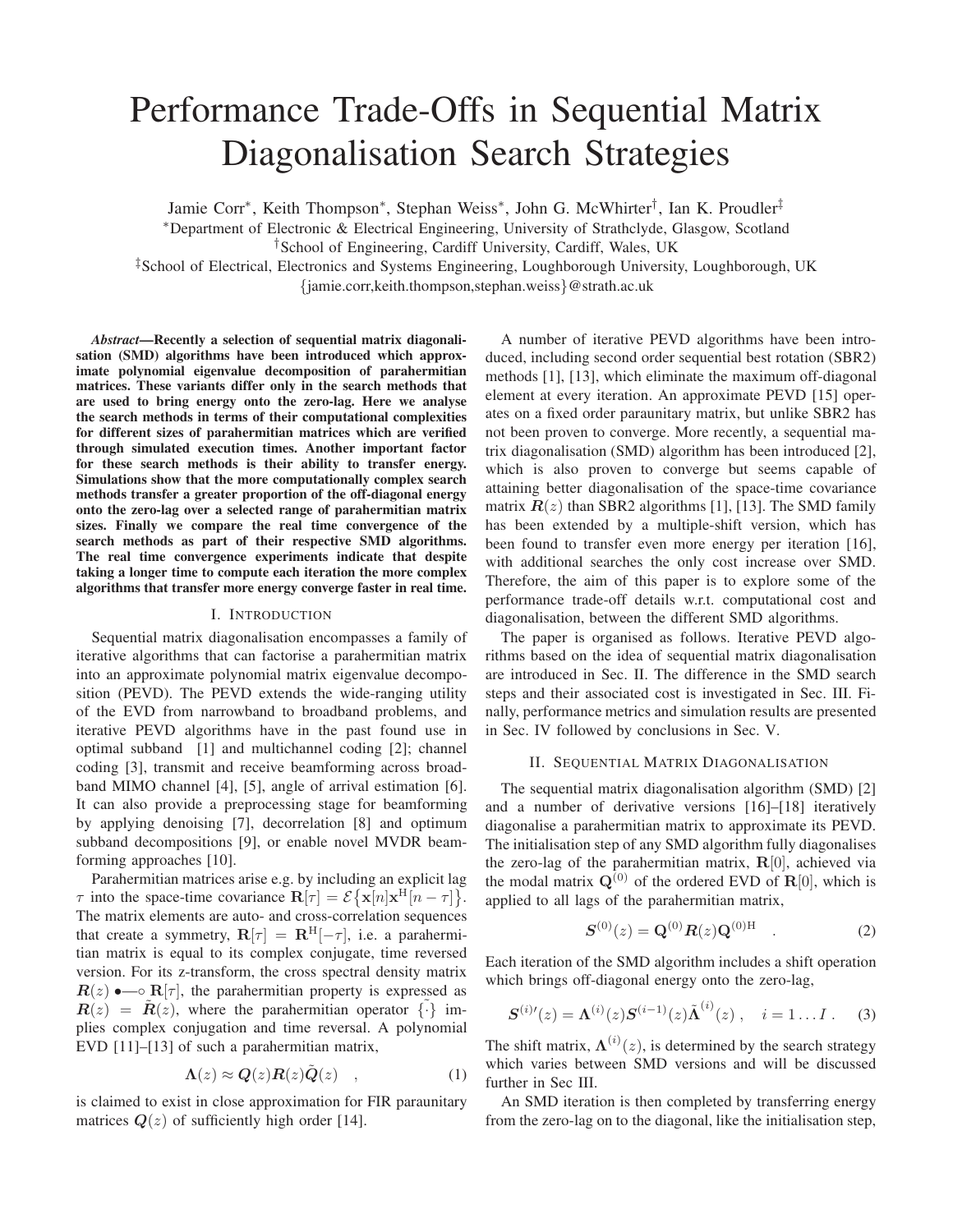# Performance Trade-Offs in Sequential Matrix Diagonalisation Search Strategies

Jamie Corr*, Keith Thompson*, Stephan Weiss*, John G. McWhirter†, Ian K. Proudler‡

*Department of Electronic & Electrical Engineering, University of Strathclyde, Glasgow, Scotland
†School of Engineering, Cardiff University, Cardiff, Wales, UK
‡School of Electrical, Electronics and Systems Engineering, Loughborough University, Loughborough, UK
{jamie.corr,keith.thompson,stephan.weiss}@strath.ac.uk

***Abstract*—Recently a selection of sequential matrix diagonalisation (SMD) algorithms have been introduced which approximate polynomial eigenvalue decomposition of parahermitian matrices. These variants differ only in the search methods that are used to bring energy onto the zero-lag. Here we analyse the search methods in terms of their computational complexities for different sizes of parahermitian matrices which are verified through simulated execution times. Another important factor for these search methods is their ability to transfer energy. Simulations show that the more computationally complex search methods transfer a greater proportion of the off-diagonal energy onto the zero-lag over a selected range of parahermitian matrix sizes. Finally we compare the real time convergence of the search methods as part of their respective SMD algorithms. The real time convergence experiments indicate that despite taking a longer time to compute each iteration the more complex algorithms that transfer more energy converge faster in real time.**

## I. Introduction

Sequential matrix diagonalisation encompasses a family of iterative algorithms that can factorise a parahermitian matrix into an approximate polynomial matrix eigenvalue decomposition (PEVD). The PEVD extends the wide-ranging utility of the EVD from narrowband to broadband problems, and iterative PEVD algorithms have in the past found use in optimal subband [1] and multichannel coding [2]; channel coding [3], transmit and receive beamforming across broadband MIMO channel [4], [5], angle of arrival estimation [6]. It can also provide a preprocessing stage for beamforming by applying denoising [7], decorrelation [8] and optimum subband decompositions [9], or enable novel MVDR beamforming approaches [10].

Parahermitian matrices arise e.g. by including an explicit lag $\tau$ into the space-time covariance $\mathbf{R}[\tau] = \mathcal{E}\{\mathbf{x}[n]\mathbf{x}^{\mathrm{H}}[n-\tau]\}$. The matrix elements are auto- and cross-correlation sequences that create a symmetry, $\mathbf{R}[\tau] = \mathbf{R}^{\mathrm{H}}[-\tau]$, i.e. a parahermitian matrix is equal to its complex conjugate, time reversed version. For its z-transform, the cross spectral density matrix $\boldsymbol{R}(z) \bullet\!\!-\!\!\circ\, \mathbf{R}[\tau]$, the parahermitian property is expressed as $\boldsymbol{R}(z) = \tilde{\boldsymbol{R}}(z)$, where the parahermitian operator $\tilde{\{\cdot\}}$ implies complex conjugation and time reversal. A polynomial EVD [11]–[13] of such a parahermitian matrix,

$$\boldsymbol{\Lambda}(z) \approx \boldsymbol{Q}(z)\boldsymbol{R}(z)\tilde{\boldsymbol{Q}}(z) \quad , \tag{1}$$

is claimed to exist in close approximation for FIR paraunitary matrices $\boldsymbol{Q}(z)$ of sufficiently high order [14].

A number of iterative PEVD algorithms have been introduced, including second order sequential best rotation (SBR2) methods [1], [13], which eliminate the maximum off-diagonal element at every iteration. An approximate PEVD [15] operates on a fixed order paraunitary matrix, but unlike SBR2 has not been proven to converge. More recently, a sequential matrix diagonalisation (SMD) algorithm has been introduced [2], which is also proven to converge but seems capable of attaining better diagonalisation of the space-time covariance matrix $\boldsymbol{R}(z)$ than SBR2 algorithms [1], [13]. The SMD family has been extended by a multiple-shift version, which has been found to transfer even more energy per iteration [16], with additional searches the only cost increase over SMD. Therefore, the aim of this paper is to explore some of the performance trade-off details w.r.t. computational cost and diagonalisation, between the different SMD algorithms.

The paper is organised as follows. Iterative PEVD algorithms based on the idea of sequential matrix diagonalisation are introduced in Sec. II. The difference in the SMD search steps and their associated cost is investigated in Sec. III. Finally, performance metrics and simulation results are presented in Sec. IV followed by conclusions in Sec. V.

## II. Sequential Matrix Diagonalisation

The sequential matrix diagonalisation algorithm (SMD) [2] and a number of derivative versions [16]–[18] iteratively diagonalise a parahermitian matrix to approximate its PEVD. The initialisation step of any SMD algorithm fully diagonalises the zero-lag of the parahermitian matrix, $\mathbf{R}[0]$, achieved via the modal matrix $\mathbf{Q}^{(0)}$ of the ordered EVD of $\mathbf{R}[0]$, which is applied to all lags of the parahermitian matrix,

$$\boldsymbol{S}^{(0)}(z) = \mathbf{Q}^{(0)}\boldsymbol{R}(z)\mathbf{Q}^{(0)\mathrm{H}} \quad . \tag{2}$$

Each iteration of the SMD algorithm includes a shift operation which brings off-diagonal energy onto the zero-lag,

$$\boldsymbol{S}^{(i)\prime}(z) = \boldsymbol{\Lambda}^{(i)}(z)\boldsymbol{S}^{(i-1)}(z)\tilde{\boldsymbol{\Lambda}}^{(i)}(z) \,, \quad i = 1 \ldots I \,. \tag{3}$$

The shift matrix, $\boldsymbol{\Lambda}^{(i)}(z)$, is determined by the search strategy which varies between SMD versions and will be discussed further in Sec III.

An SMD iteration is then completed by transferring energy from the zero-lag on to the diagonal, like the initialisation step,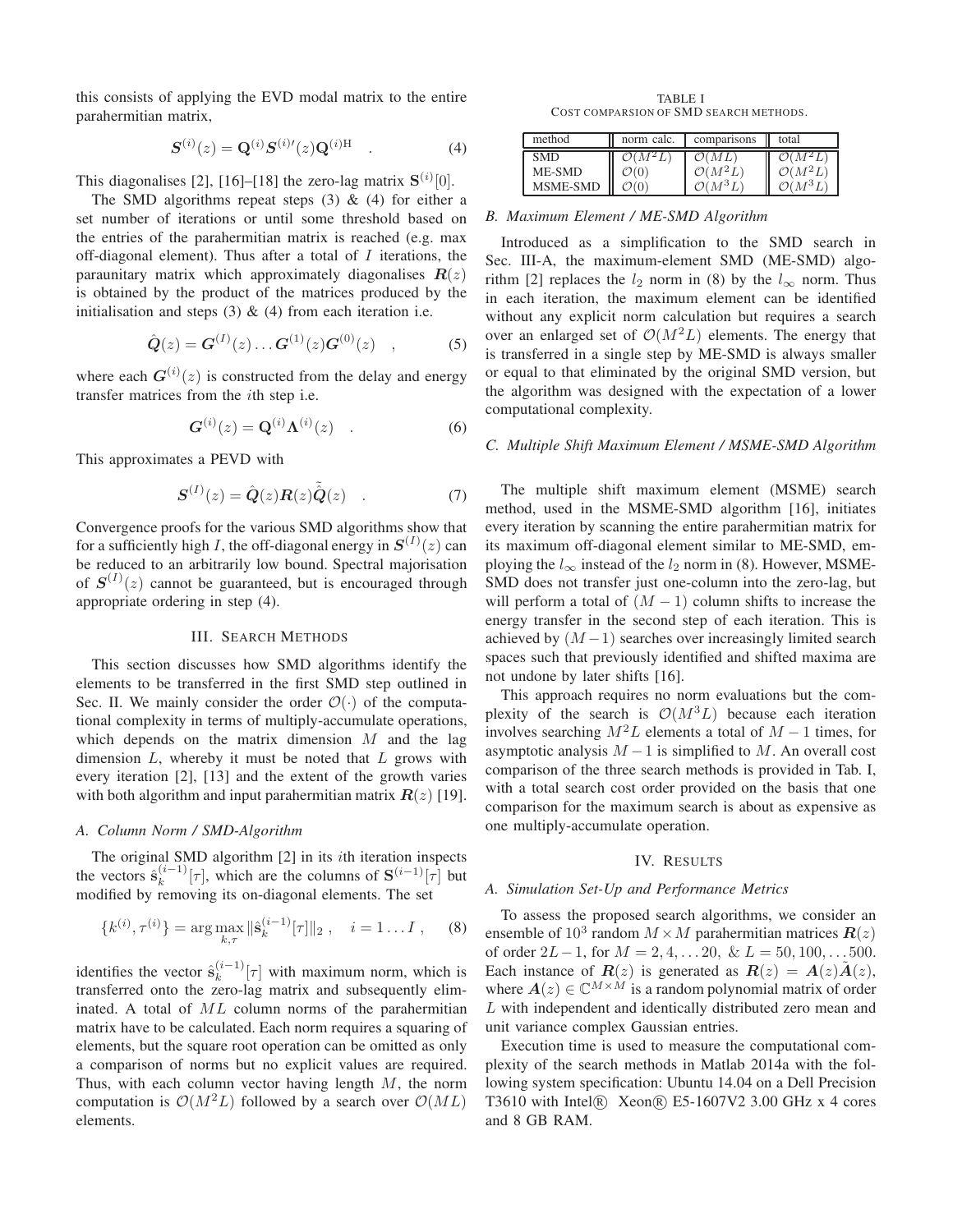this consists of applying the EVD modal matrix to the entire parahermitian matrix,

$$\boldsymbol{S}^{(i)}(z) = \mathbf{Q}^{(i)} \boldsymbol{S}^{(i)\prime}(z) \mathbf{Q}^{(i)\mathrm{H}} \quad . \tag{4}$$

This diagonalises [2], [16]–[18] the zero-lag matrix $\mathbf{S}^{(i)}[0]$.

The SMD algorithms repeat steps (3) & (4) for either a set number of iterations or until some threshold based on the entries of the parahermitian matrix is reached (e.g. max off-diagonal element). Thus after a total of $I$ iterations, the paraunitary matrix which approximately diagonalises $\boldsymbol{R}(z)$ is obtained by the product of the matrices produced by the initialisation and steps (3) & (4) from each iteration i.e.

$$\hat{\boldsymbol{Q}}(z) = \boldsymbol{G}^{(I)}(z) \ldots \boldsymbol{G}^{(1)}(z) \boldsymbol{G}^{(0)}(z) \quad , \tag{5}$$

where each $\boldsymbol{G}^{(i)}(z)$ is constructed from the delay and energy transfer matrices from the $i$th step i.e.

$$\boldsymbol{G}^{(i)}(z) = \mathbf{Q}^{(i)} \boldsymbol{\Lambda}^{(i)}(z) \quad . \tag{6}$$

This approximates a PEVD with

$$\boldsymbol{S}^{(I)}(z) = \hat{\boldsymbol{Q}}(z) \boldsymbol{R}(z) \tilde{\hat{\boldsymbol{Q}}}(z) \quad . \tag{7}$$

Convergence proofs for the various SMD algorithms show that for a sufficiently high $I$, the off-diagonal energy in $\boldsymbol{S}^{(I)}(z)$ can be reduced to an arbitrarily low bound. Spectral majorisation of $\boldsymbol{S}^{(I)}(z)$ cannot be guaranteed, but is encouraged through appropriate ordering in step (4).

## III. Search Methods

This section discusses how SMD algorithms identify the elements to be transferred in the first SMD step outlined in Sec. II. We mainly consider the order $\mathcal{O}(\cdot)$ of the computational complexity in terms of multiply-accumulate operations, which depends on the matrix dimension $M$ and the lag dimension $L$, whereby it must be noted that $L$ grows with every iteration [2], [13] and the extent of the growth varies with both algorithm and input parahermitian matrix $\boldsymbol{R}(z)$ [19].

### A. Column Norm / SMD-Algorithm

The original SMD algorithm [2] in its $i$th iteration inspects the vectors $\hat{\mathbf{s}}_k^{(i-1)}[\tau]$, which are the columns of $\mathbf{S}^{(i-1)}[\tau]$ but modified by removing its on-diagonal elements. The set

$$\{k^{(i)}, \tau^{(i)}\} = \arg\max_{k,\tau} \|\hat{\mathbf{s}}_k^{(i-1)}[\tau]\|_2 \;, \quad i = 1 \ldots I \;, \tag{8}$$

identifies the vector $\hat{\mathbf{s}}_k^{(i-1)}[\tau]$ with maximum norm, which is transferred onto the zero-lag matrix and subsequently eliminated. A total of $ML$ column norms of the parahermitian matrix have to be calculated. Each norm requires a squaring of elements, but the square root operation can be omitted as only a comparison of norms but no explicit values are required. Thus, with each column vector having length $M$, the norm computation is $\mathcal{O}(M^2L)$ followed by a search over $\mathcal{O}(ML)$ elements.

TABLE I
Cost comparsion of SMD search methods.

| method | norm calc. | comparisons | total |
|---|---|---|---|
| SMD | $\mathcal{O}(M^2L)$ | $\mathcal{O}(ML)$ | $\mathcal{O}(M^2L)$ |
| ME-SMD | $\mathcal{O}(0)$ | $\mathcal{O}(M^2L)$ | $\mathcal{O}(M^2L)$ |
| MSME-SMD | $\mathcal{O}(0)$ | $\mathcal{O}(M^3L)$ | $\mathcal{O}(M^3L)$ |

### B. Maximum Element / ME-SMD Algorithm

Introduced as a simplification to the SMD search in Sec. III-A, the maximum-element SMD (ME-SMD) algorithm [2] replaces the $l_2$ norm in (8) by the $l_\infty$ norm. Thus in each iteration, the maximum element can be identified without any explicit norm calculation but requires a search over an enlarged set of $\mathcal{O}(M^2L)$ elements. The energy that is transferred in a single step by ME-SMD is always smaller or equal to that eliminated by the original SMD version, but the algorithm was designed with the expectation of a lower computational complexity.

### C. Multiple Shift Maximum Element / MSME-SMD Algorithm

The multiple shift maximum element (MSME) search method, used in the MSME-SMD algorithm [16], initiates every iteration by scanning the entire parahermitian matrix for its maximum off-diagonal element similar to ME-SMD, employing the $l_\infty$ instead of the $l_2$ norm in (8). However, MSME-SMD does not transfer just one-column into the zero-lag, but will perform a total of $(M-1)$ column shifts to increase the energy transfer in the second step of each iteration. This is achieved by $(M-1)$ searches over increasingly limited search spaces such that previously identified and shifted maxima are not undone by later shifts [16].

This approach requires no norm evaluations but the complexity of the search is $\mathcal{O}(M^3L)$ because each iteration involves searching $M^2L$ elements a total of $M-1$ times, for asymptotic analysis $M-1$ is simplified to $M$. An overall cost comparison of the three search methods is provided in Tab. I, with a total search cost order provided on the basis that one comparison for the maximum search is about as expensive as one multiply-accumulate operation.

## IV. Results

### A. Simulation Set-Up and Performance Metrics

To assess the proposed search algorithms, we consider an ensemble of $10^3$ random $M \times M$ parahermitian matrices $\boldsymbol{R}(z)$ of order $2L-1$, for $M = 2, 4, \ldots 20$, & $L = 50, 100, \ldots 500$. Each instance of $\boldsymbol{R}(z)$ is generated as $\boldsymbol{R}(z) = \boldsymbol{A}(z)\tilde{\boldsymbol{A}}(z)$, where $\boldsymbol{A}(z) \in \mathbb{C}^{M \times M}$ is a random polynomial matrix of order $L$ with independent and identically distributed zero mean and unit variance complex Gaussian entries.

Execution time is used to measure the computational complexity of the search methods in Matlab 2014a with the following system specification: Ubuntu 14.04 on a Dell Precision T3610 with Intel® Xeon® E5-1607V2 3.00 GHz x 4 cores and 8 GB RAM.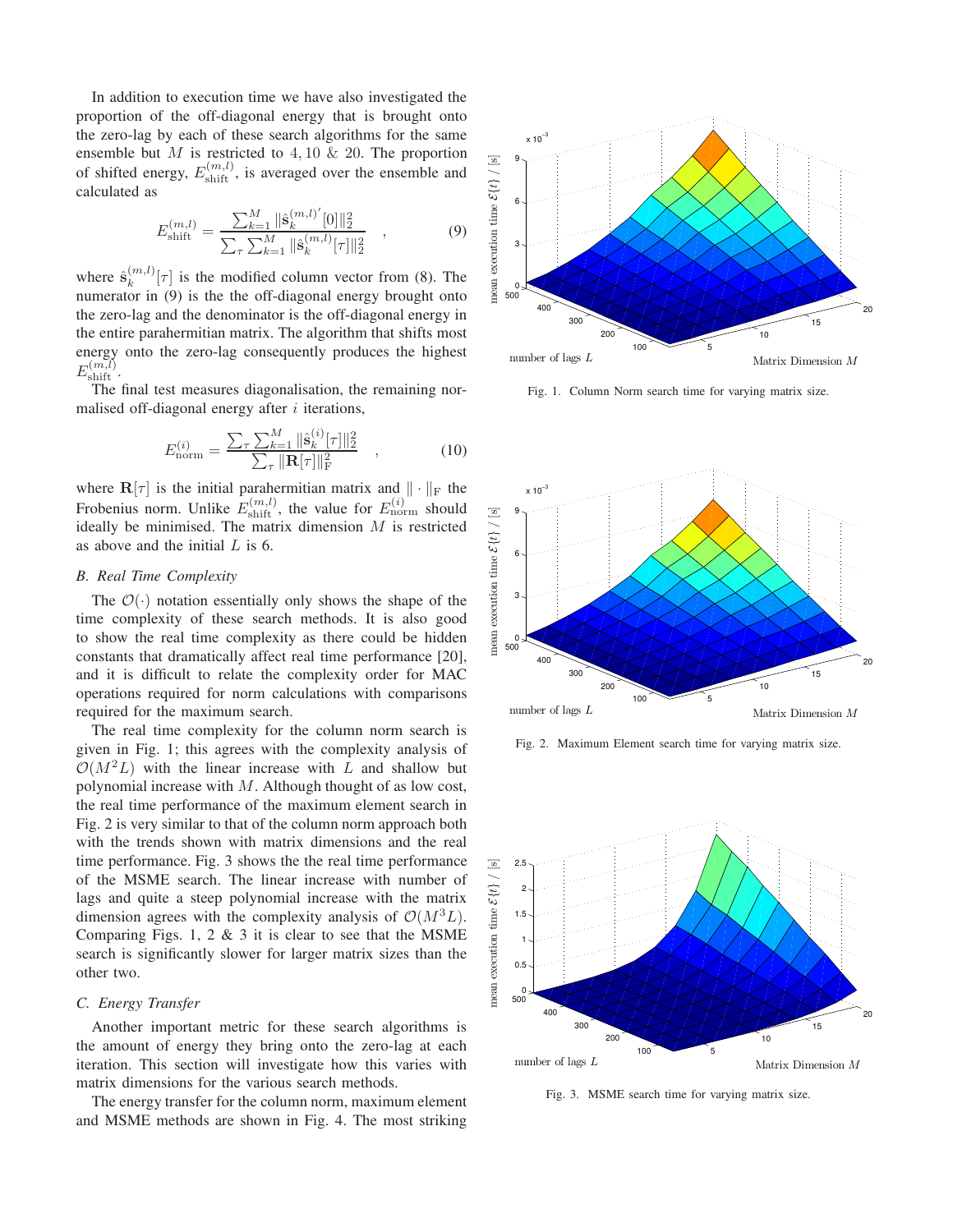In addition to execution time we have also investigated the proportion of the off-diagonal energy that is brought onto the zero-lag by each of these search algorithms for the same ensemble but $M$ is restricted to $4, 10$ & $20$. The proportion of shifted energy, $E_{\text{shift}}^{(m,l)}$, is averaged over the ensemble and calculated as

$$E_{\text{shift}}^{(m,l)} = \frac{\sum_{k=1}^{M} \|\hat{\mathbf{s}}_k^{(m,l)'}[0]\|_2^2}{\sum_\tau \sum_{k=1}^{M} \|\hat{\mathbf{s}}_k^{(m,l)}[\tau]\|_2^2} \quad , \tag{9}$$

where $\hat{\mathbf{s}}_k^{(m,l)}[\tau]$ is the modified column vector from (8). The numerator in (9) is the the off-diagonal energy brought onto the zero-lag and the denominator is the off-diagonal energy in the entire parahermitian matrix. The algorithm that shifts most energy onto the zero-lag consequently produces the highest $E_{\text{shift}}^{(m,l)}$.

The final test measures diagonalisation, the remaining normalised off-diagonal energy after $i$ iterations,

$$E_{\text{norm}}^{(i)} = \frac{\sum_\tau \sum_{k=1}^{M} \|\hat{\mathbf{s}}_k^{(i)}[\tau]\|_2^2}{\sum_\tau \|\mathbf{R}[\tau]\|_{\text{F}}^2} \quad , \tag{10}$$

where $\mathbf{R}[\tau]$ is the initial parahermitian matrix and $\|\cdot\|_{\text{F}}$ the Frobenius norm. Unlike $E_{\text{shift}}^{(m,l)}$, the value for $E_{\text{norm}}^{(i)}$ should ideally be minimised. The matrix dimension $M$ is restricted as above and the initial $L$ is 6.

### B. Real Time Complexity

The $\mathcal{O}(\cdot)$ notation essentially only shows the shape of the time complexity of these search methods. It is also good to show the real time complexity as there could be hidden constants that dramatically affect real time performance [20], and it is difficult to relate the complexity order for MAC operations required for norm calculations with comparisons required for the maximum search.

The real time complexity for the column norm search is given in Fig. 1; this agrees with the complexity analysis of $\mathcal{O}(M^2L)$ with the linear increase with $L$ and shallow but polynomial increase with $M$. Although thought of as low cost, the real time performance of the maximum element search in Fig. 2 is very similar to that of the column norm approach both with the trends shown with matrix dimensions and the real time performance. Fig. 3 shows the the real time performance of the MSME search. The linear increase with number of lags and quite a steep polynomial increase with the matrix dimension agrees with the complexity analysis of $\mathcal{O}(M^3L)$. Comparing Figs. 1, 2 & 3 it is clear to see that the MSME search is significantly slower for larger matrix sizes than the other two.

### C. Energy Transfer

Another important metric for these search algorithms is the amount of energy they bring onto the zero-lag at each iteration. This section will investigate how this varies with matrix dimensions for the various search methods.

The energy transfer for the column norm, maximum element and MSME methods are shown in Fig. 4. The most striking

Fig. 1. Column Norm search time for varying matrix size.

Fig. 2. Maximum Element search time for varying matrix size.

Fig. 3. MSME search time for varying matrix size.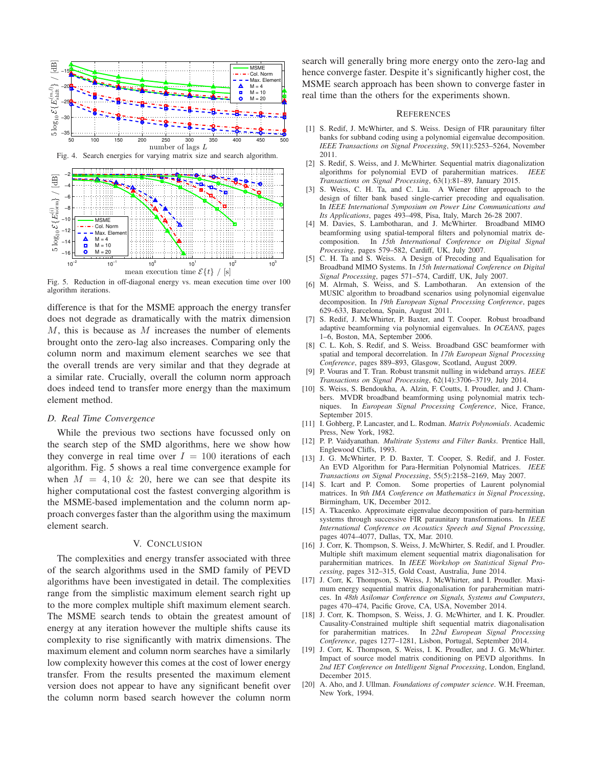5 log10 E{E_shift^(m,l)} / [dB]

-15
-20
-25
-30
-35

50 100 150 200 250 300 350 400 450 500

number of lags $L$

MSME
Col. Norm
Max. Element
M = 4
M = 10
M = 20

Fig. 4. Search energies for varying matrix size and search algorithm.

5 log10 E{E_norm^(i)} / [dB]

-2
-4
-6
-8
-10
-12
-14
-16

10^-2 10^-1 10^0 10^1 10^2 10^3

mean execution time E{t} / [s]

MSME
Col. Norm
Max. Element
M = 4
M = 10
M = 20

Fig. 5. Reduction in off-diagonal energy vs. mean execution time over 100 algorithm iterations.

difference is that for the MSME approach the energy transfer does not degrade as dramatically with the matrix dimension $M$, this is because as $M$ increases the number of elements brought onto the zero-lag also increases. Comparing only the column norm and maximum element searches we see that the overall trends are very similar and that they degrade at a similar rate. Crucially, overall the column norm approach does indeed tend to transfer more energy than the maximum element method.

### D. Real Time Convergence

While the previous two sections have focussed only on the search step of the SMD algorithms, here we show how they converge in real time over $I = 100$ iterations of each algorithm. Fig. 5 shows a real time convergence example for when $M = 4, 10$ & $20$, here we can see that despite its higher computational cost the fastest converging algorithm is the MSME-based implementation and the column norm approach converges faster than the algorithm using the maximum element search.

## V. Conclusion

The complexities and energy transfer associated with three of the search algorithms used in the SMD family of PEVD algorithms have been investigated in detail. The complexities range from the simplistic maximum element search right up to the more complex multiple shift maximum element search. The MSME search tends to obtain the greatest amount of energy at any iteration however the multiple shifts cause its complexity to rise significantly with matrix dimensions. The maximum element and column norm searches have a similarly low complexity however this comes at the cost of lower energy transfer. From the results presented the maximum element version does not appear to have any significant benefit over the column norm based search however the column norm search will generally bring more energy onto the zero-lag and hence converge faster. Despite it's significantly higher cost, the MSME search approach has been shown to converge faster in real time than the others for the experiments shown.

## References

[1] S. Redif, J. McWhirter, and S. Weiss. Design of FIR paraunitary filter banks for subband coding using a polynomial eigenvalue decomposition. *IEEE Transactions on Signal Processing*, 59(11):5253–5264, November 2011.

[2] S. Redif, S. Weiss, and J. McWhirter. Sequential matrix diagonalization algorithms for polynomial EVD of parahermitian matrices. *IEEE Transactions on Signal Processing*, 63(1):81–89, January 2015.

[3] S. Weiss, C. H. Ta, and C. Liu. A Wiener filter approach to the design of filter bank based single-carrier precoding and equalisation. In *IEEE International Symposium on Power Line Communications and Its Applications*, pages 493–498, Pisa, Italy, March 26-28 2007.

[4] M. Davies, S. Lambotharan, and J. McWhirter. Broadband MIMO beamforming using spatial-temporal filters and polynomial matrix decomposition. In *15th International Conference on Digital Signal Processing*, pages 579–582, Cardiff, UK, July 2007.

[5] C. H. Ta and S. Weiss. A Design of Precoding and Equalisation for Broadband MIMO Systems. In *15th International Conference on Digital Signal Processing*, pages 571–574, Cardiff, UK, July 2007.

[6] M. Alrmah, S. Weiss, and S. Lambotharan. An extension of the MUSIC algorithm to broadband scenarios using polynomial eigenvalue decomposition. In *19th European Signal Processing Conference*, pages 629–633, Barcelona, Spain, August 2011.

[7] S. Redif, J. McWhirter, P. Baxter, and T. Cooper. Robust broadband adaptive beamforming via polynomial eigenvalues. In *OCEANS*, pages 1–6, Boston, MA, September 2006.

[8] C. L. Koh, S. Redif, and S. Weiss. Broadband GSC beamformer with spatial and temporal decorrelation. In *17th European Signal Processing Conference*, pages 889–893, Glasgow, Scotland, August 2009.

[9] P. Vouras and T. Tran. Robust transmit nulling in wideband arrays. *IEEE Transactions on Signal Processing*, 62(14):3706–3719, July 2014.

[10] S. Weiss, S. Bendoukha, A. Alzin, F. Coutts, I. Proudler, and J. Chambers. MVDR broadband beamforming using polynomial matrix techniques. In *European Signal Processing Conference*, Nice, France, September 2015.

[11] I. Gohberg, P. Lancaster, and L. Rodman. *Matrix Polynomials*. Academic Press, New York, 1982.

[12] P. P. Vaidyanathan. *Multirate Systems and Filter Banks*. Prentice Hall, Englewood Cliffs, 1993.

[13] J. G. McWhirter, P. D. Baxter, T. Cooper, S. Redif, and J. Foster. An EVD Algorithm for Para-Hermitian Polynomial Matrices. *IEEE Transactions on Signal Processing*, 55(5):2158–2169, May 2007.

[14] S. Icart and P. Comon. Some properties of Laurent polynomial matrices. In *9th IMA Conference on Mathematics in Signal Processing*, Birmingham, UK, December 2012.

[15] A. Tkacenko. Approximate eigenvalue decomposition of para-hermitian systems through successive FIR paraunitary transformations. In *IEEE International Conference on Acoustics Speech and Signal Processing*, pages 4074–4077, Dallas, TX, Mar. 2010.

[16] J. Corr, K. Thompson, S. Weiss, J. McWhirter, S. Redif, and I. Proudler. Multiple shift maximum element sequential matrix diagonalisation for parahermitian matrices. In *IEEE Workshop on Statistical Signal Processing*, pages 312–315, Gold Coast, Australia, June 2014.

[17] J. Corr, K. Thompson, S. Weiss, J. McWhirter, and I. Proudler. Maximum energy sequential matrix diagonalisation for parahermitian matrices. In *48th Asilomar Conference on Signals, Systems and Computers*, pages 470–474, Pacific Grove, CA, USA, November 2014.

[18] J. Corr, K. Thompson, S. Weiss, J. G. McWhirter, and I. K. Proudler. Causality-Constrained multiple shift sequential matrix diagonalisation for parahermitian matrices. In *22nd European Signal Processing Conference*, pages 1277–1281, Lisbon, Portugal, September 2014.

[19] J. Corr, K. Thompson, S. Weiss, I. K. Proudler, and J. G. McWhirter. Impact of source model matrix conditioning on PEVD algorithms. In *2nd IET Conference on Intelligent Signal Processing*, London, England, December 2015.

[20] A. Aho, and J. Ullman. *Foundations of computer science*. W.H. Freeman, New York, 1994.